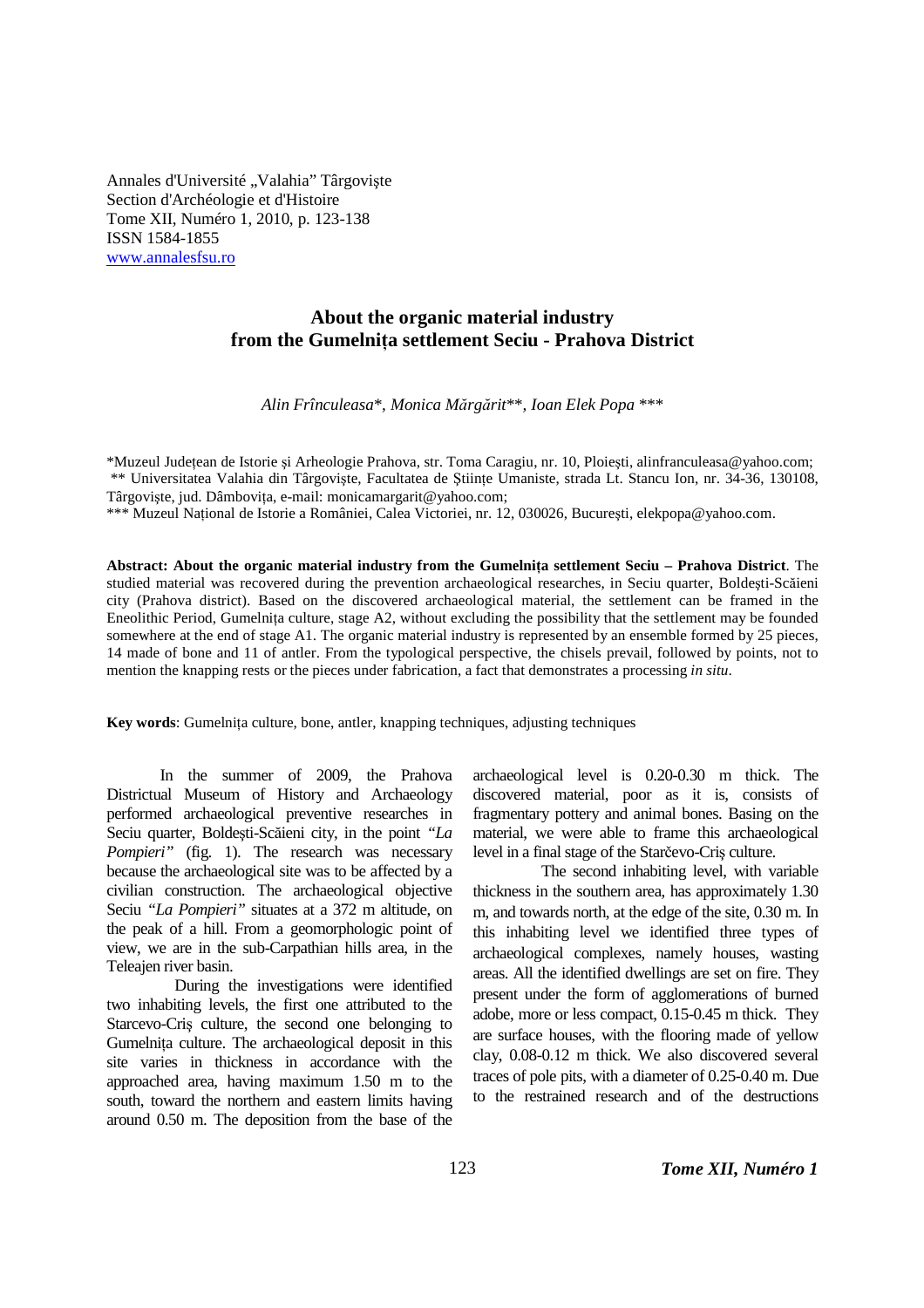Annales d'Université „Valahia" Târgovişte
Section d'Archéologie et d'Histoire
Tome XII, Numéro 1, 2010, p. 123-138
ISSN 1584-1855
www.annalesfsu.ro

# About the organic material industry from the Gumelniţa settlement Seciu - Prahova District

*Alin Frînculeasa\*, Monica Mărgărit\*\*, Ioan Elek Popa \*\*\**

\*Muzeul Judeţean de Istorie şi Arheologie Prahova, str. Toma Caragiu, nr. 10, Ploieşti, alinfranculeasa@yahoo.com;
\*\* Universitatea Valahia din Târgovişte, Facultatea de Ştiinţe Umaniste, strada Lt. Stancu Ion, nr. 34-36, 130108, Târgovişte, jud. Dâmboviţa, e-mail: monicamargarit@yahoo.com;
\*\*\* Muzeul Naţional de Istorie a României, Calea Victoriei, nr. 12, 030026, Bucureşti, elekpopa@yahoo.com.

**Abstract: About the organic material industry from the Gumelniţa settlement Seciu – Prahova District**. The studied material was recovered during the prevention archaeological researches, in Seciu quarter, Boldeşti-Scăieni city (Prahova district). Based on the discovered archaeological material, the settlement can be framed in the Eneolithic Period, Gumelniţa culture, stage A2, without excluding the possibility that the settlement may be founded somewhere at the end of stage A1. The organic material industry is represented by an ensemble formed by 25 pieces, 14 made of bone and 11 of antler. From the typological perspective, the chisels prevail, followed by points, not to mention the knapping rests or the pieces under fabrication, a fact that demonstrates a processing *in situ*.

**Key words**: Gumelniţa culture, bone, antler, knapping techniques, adjusting techniques

In the summer of 2009, the Prahova Districtual Museum of History and Archaeology performed archaeological preventive researches in Seciu quarter, Boldeşti-Scăieni city, in the point *"La Pompieri"* (fig. 1). The research was necessary because the archaeological site was to be affected by a civilian construction. The archaeological objective Seciu *"La Pompieri"* situates at a 372 m altitude, on the peak of a hill. From a geomorphologic point of view, we are in the sub-Carpathian hills area, in the Teleajen river basin.

During the investigations were identified two inhabiting levels, the first one attributed to the Starcevo-Criş culture, the second one belonging to Gumelniţa culture. The archaeological deposit in this site varies in thickness in accordance with the approached area, having maximum 1.50 m to the south, toward the northern and eastern limits having around 0.50 m. The deposition from the base of the archaeological level is 0.20-0.30 m thick. The discovered material, poor as it is, consists of fragmentary pottery and animal bones. Basing on the material, we were able to frame this archaeological level in a final stage of the Starčevo-Criş culture.

The second inhabiting level, with variable thickness in the southern area, has approximately 1.30 m, and towards north, at the edge of the site, 0.30 m. In this inhabiting level we identified three types of archaeological complexes, namely houses, wasting areas. All the identified dwellings are set on fire. They present under the form of agglomerations of burned adobe, more or less compact, 0.15-0.45 m thick. They are surface houses, with the flooring made of yellow clay, 0.08-0.12 m thick. We also discovered several traces of pole pits, with a diameter of 0.25-0.40 m. Due to the restrained research and of the destructions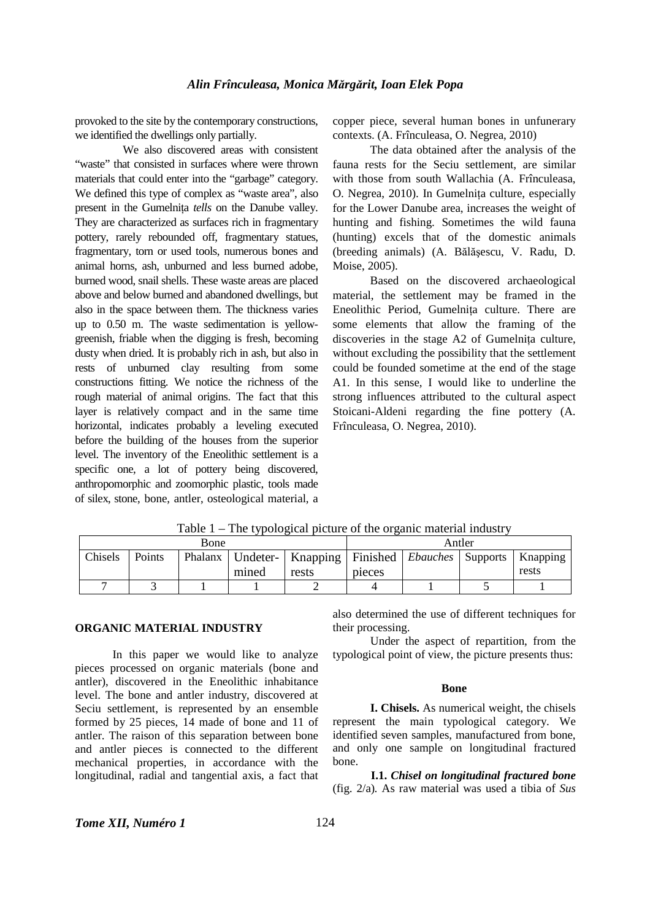provoked to the site by the contemporary constructions, we identified the dwellings only partially.

We also discovered areas with consistent "waste" that consisted in surfaces where were thrown materials that could enter into the "garbage" category. We defined this type of complex as "waste area", also present in the Gumelnița *tells* on the Danube valley. They are characterized as surfaces rich in fragmentary pottery, rarely rebounded off, fragmentary statues, fragmentary, torn or used tools, numerous bones and animal horns, ash, unburned and less burned adobe, burned wood, snail shells. These waste areas are placed above and below burned and abandoned dwellings, but also in the space between them. The thickness varies up to 0.50 m. The waste sedimentation is yellow-greenish, friable when the digging is fresh, becoming dusty when dried. It is probably rich in ash, but also in rests of unburned clay resulting from some constructions fitting. We notice the richness of the rough material of animal origins. The fact that this layer is relatively compact and in the same time horizontal, indicates probably a leveling executed before the building of the houses from the superior level. The inventory of the Eneolithic settlement is a specific one, a lot of pottery being discovered, anthropomorphic and zoomorphic plastic, tools made of silex, stone, bone, antler, osteological material, a copper piece, several human bones in unfunerary contexts. (A. Frînculeasa, O. Negrea, 2010)

The data obtained after the analysis of the fauna rests for the Seciu settlement, are similar with those from south Wallachia (A. Frînculeasa, O. Negrea, 2010). In Gumelnița culture, especially for the Lower Danube area, increases the weight of hunting and fishing. Sometimes the wild fauna (hunting) excels that of the domestic animals (breeding animals) (A. Bălăşescu, V. Radu, D. Moise, 2005).

Based on the discovered archaeological material, the settlement may be framed in the Eneolithic Period, Gumelnița culture. There are some elements that allow the framing of the discoveries in the stage A2 of Gumelnița culture, without excluding the possibility that the settlement could be founded sometime at the end of the stage A1. In this sense, I would like to underline the strong influences attributed to the cultural aspect Stoicani-Aldeni regarding the fine pottery (A. Frînculeasa, O. Negrea, 2010).

Table 1 – The typological picture of the organic material industry

| Bone | | | | | Antler | | | |
|---|---|---|---|---|---|---|---|---|
| Chisels | Points | Phalanx | Undetermined | Knapping rests | Finished pieces | *Ebauches* | Supports | Knapping rests |
| 7 | 3 | 1 | 1 | 2 | 4 | 1 | 5 | 1 |

## ORGANIC MATERIAL INDUSTRY

In this paper we would like to analyze pieces processed on organic materials (bone and antler), discovered in the Eneolithic inhabitance level. The bone and antler industry, discovered at Seciu settlement, is represented by an ensemble formed by 25 pieces, 14 made of bone and 11 of antler. The raison of this separation between bone and antler pieces is connected to the different mechanical properties, in accordance with the longitudinal, radial and tangential axis, a fact that also determined the use of different techniques for their processing.

Under the aspect of repartition, from the typological point of view, the picture presents thus:

### Bone

**I. Chisels.** As numerical weight, the chisels represent the main typological category. We identified seven samples, manufactured from bone, and only one sample on longitudinal fractured bone.

**I.1. *Chisel on longitudinal fractured bone*** (fig. 2/a)*.* As raw material was used a tibia of *Sus*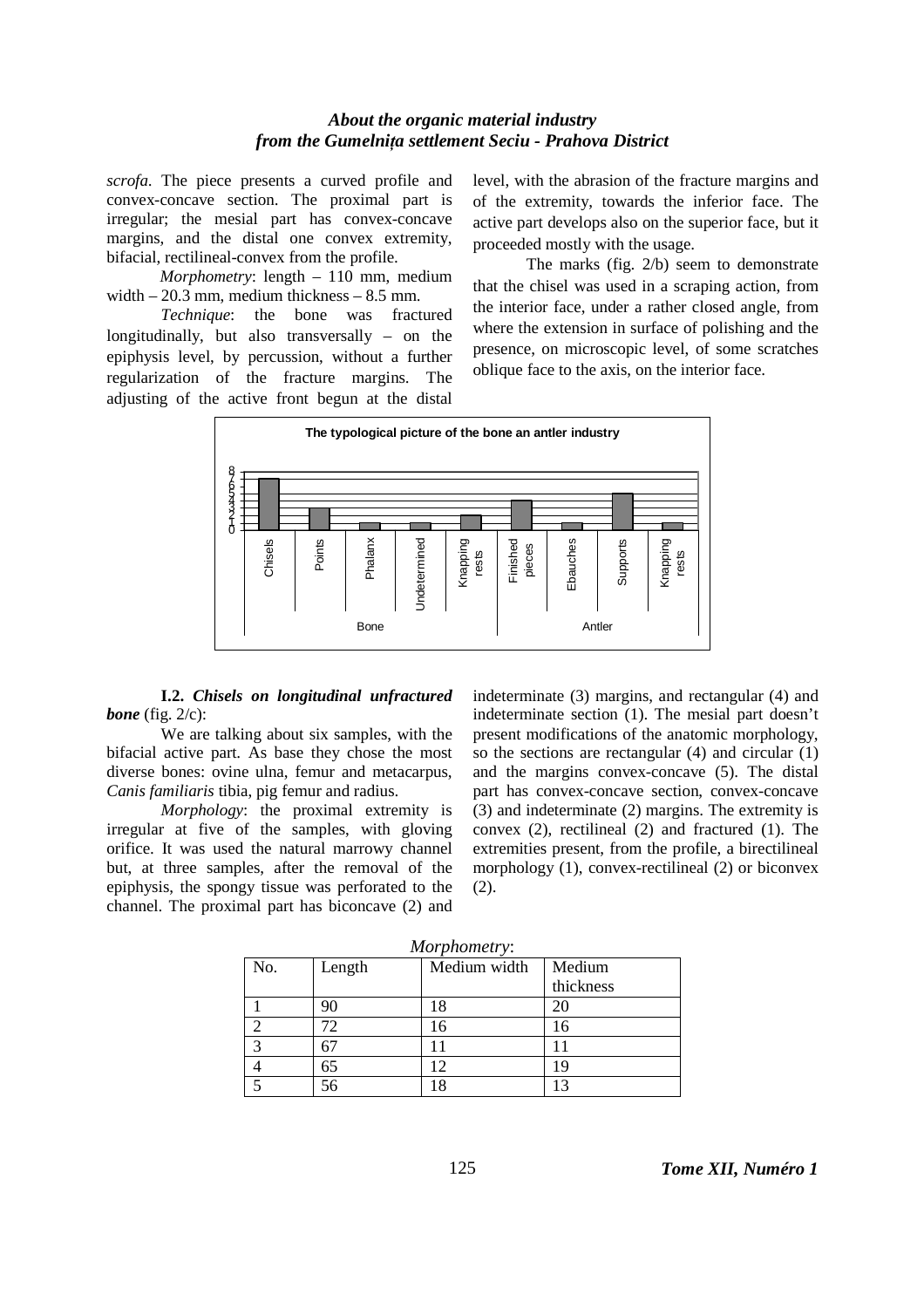*scrofa*. The piece presents a curved profile and convex-concave section. The proximal part is irregular; the mesial part has convex-concave margins, and the distal one convex extremity, bifacial, rectilineal-convex from the profile.

*Morphometry*: length – 110 mm, medium width – 20.3 mm, medium thickness – 8.5 mm.

*Technique*: the bone was fractured longitudinally, but also transversally – on the epiphysis level, by percussion, without a further regularization of the fracture margins. The adjusting of the active front begun at the distal level, with the abrasion of the fracture margins and of the extremity, towards the inferior face. The active part develops also on the superior face, but it proceeded mostly with the usage.

The marks (fig. 2/b) seem to demonstrate that the chisel was used in a scraping action, from the interior face, under a rather closed angle, from where the extension in surface of polishing and the presence, on microscopic level, of some scratches oblique face to the axis, on the interior face.

**The typological picture of the bone an antler industry**

| | Bone | | | | | Antler | | | |
|---|---|---|---|---|---|---|---|---|---|
| | Chisels | Points | Phalanx | Undetermined | Knapping rests | Finished pieces | Ebauches | Supports | Knapping rests |
| Count | 7 | 3 | 1 | 1 | 2 | 4 | 1 | 5 | 1 |

**I.2.** ***Chisels on longitudinal unfractured bone*** (fig. 2/c):

We are talking about six samples, with the bifacial active part. As base they chose the most diverse bones: ovine ulna, femur and metacarpus, *Canis familiaris* tibia, pig femur and radius.

*Morphology*: the proximal extremity is irregular at five of the samples, with gloving orifice. It was used the natural marrowy channel but, at three samples, after the removal of the epiphysis, the spongy tissue was perforated to the channel. The proximal part has biconcave (2) and indeterminate (3) margins, and rectangular (4) and indeterminate section (1). The mesial part doesn't present modifications of the anatomic morphology, so the sections are rectangular (4) and circular (1) and the margins convex-concave (5). The distal part has convex-concave section, convex-concave (3) and indeterminate (2) margins. The extremity is convex (2), rectilineal (2) and fractured (1). The extremities present, from the profile, a birectilineal morphology (1), convex-rectilineal (2) or biconvex (2).

*Morphometry*:

| No. | Length | Medium width | Medium thickness |
|---|---|---|---|
| 1 | 90 | 18 | 20 |
| 2 | 72 | 16 | 16 |
| 3 | 67 | 11 | 11 |
| 4 | 65 | 12 | 19 |
| 5 | 56 | 18 | 13 |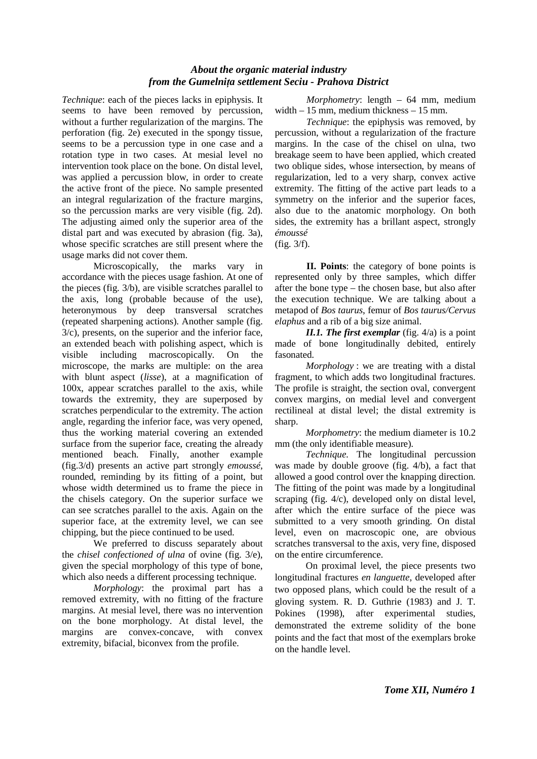*Technique*: each of the pieces lacks in epiphysis. It seems to have been removed by percussion, without a further regularization of the margins. The perforation (fig. 2e) executed in the spongy tissue, seems to be a percussion type in one case and a rotation type in two cases. At mesial level no intervention took place on the bone. On distal level, was applied a percussion blow, in order to create the active front of the piece. No sample presented an integral regularization of the fracture margins, so the percussion marks are very visible (fig. 2d). The adjusting aimed only the superior area of the distal part and was executed by abrasion (fig. 3a), whose specific scratches are still present where the usage marks did not cover them.

Microscopically, the marks vary in accordance with the pieces usage fashion. At one of the pieces (fig. 3/b), are visible scratches parallel to the axis, long (probable because of the use), heteronymous by deep transversal scratches (repeated sharpening actions). Another sample (fig. 3/c), presents, on the superior and the inferior face, an extended beach with polishing aspect, which is visible including macroscopically. On the microscope, the marks are multiple: on the area with blunt aspect (*lisse*), at a magnification of 100x, appear scratches parallel to the axis, while towards the extremity, they are superposed by scratches perpendicular to the extremity. The action angle, regarding the inferior face, was very opened, thus the working material covering an extended surface from the superior face, creating the already mentioned beach. Finally, another example (fig.3/d) presents an active part strongly *emoussé*, rounded, reminding by its fitting of a point, but whose width determined us to frame the piece in the chisels category. On the superior surface we can see scratches parallel to the axis. Again on the superior face, at the extremity level, we can see chipping, but the piece continued to be used.

We preferred to discuss separately about the *chisel confectioned of ulna* of ovine (fig. 3/e), given the special morphology of this type of bone, which also needs a different processing technique.

*Morphology*: the proximal part has a removed extremity, with no fitting of the fracture margins. At mesial level, there was no intervention on the bone morphology. At distal level, the margins are convex-concave, with convex extremity, bifacial, biconvex from the profile.

*Morphometry*: length – 64 mm, medium width – 15 mm, medium thickness – 15 mm.

*Technique*: the epiphysis was removed, by percussion, without a regularization of the fracture margins. In the case of the chisel on ulna, two breakage seem to have been applied, which created two oblique sides, whose intersection, by means of regularization, led to a very sharp, convex active extremity. The fitting of the active part leads to a symmetry on the inferior and the superior faces, also due to the anatomic morphology. On both sides, the extremity has a brillant aspect, strongly *émoussé* (fig. 3/f).

**II. Points**: the category of bone points is represented only by three samples, which differ after the bone type – the chosen base, but also after the execution technique. We are talking about a metapod of *Bos taurus*, femur of *Bos taurus/Cervus elaphus* and a rib of a big size animal.

***II.1. The first exemplar*** (fig. 4/a) is a point made of bone longitudinally debited, entirely fasonated.

*Morphology* : we are treating with a distal fragment, to which adds two longitudinal fractures. The profile is straight, the section oval, convergent convex margins, on medial level and convergent rectilineal at distal level; the distal extremity is sharp.

*Morphometry*: the medium diameter is 10.2 mm (the only identifiable measure).

*Technique*. The longitudinal percussion was made by double groove (fig. 4/b), a fact that allowed a good control over the knapping direction. The fitting of the point was made by a longitudinal scraping (fig. 4/c), developed only on distal level, after which the entire surface of the piece was submitted to a very smooth grinding. On distal level, even on macroscopic one, are obvious scratches transversal to the axis, very fine, disposed on the entire circumference.

On proximal level, the piece presents two longitudinal fractures *en languette*, developed after two opposed plans, which could be the result of a gloving system. R. D. Guthrie (1983) and J. T. Pokines (1998), after experimental studies, demonstrated the extreme solidity of the bone points and the fact that most of the exemplars broke on the handle level.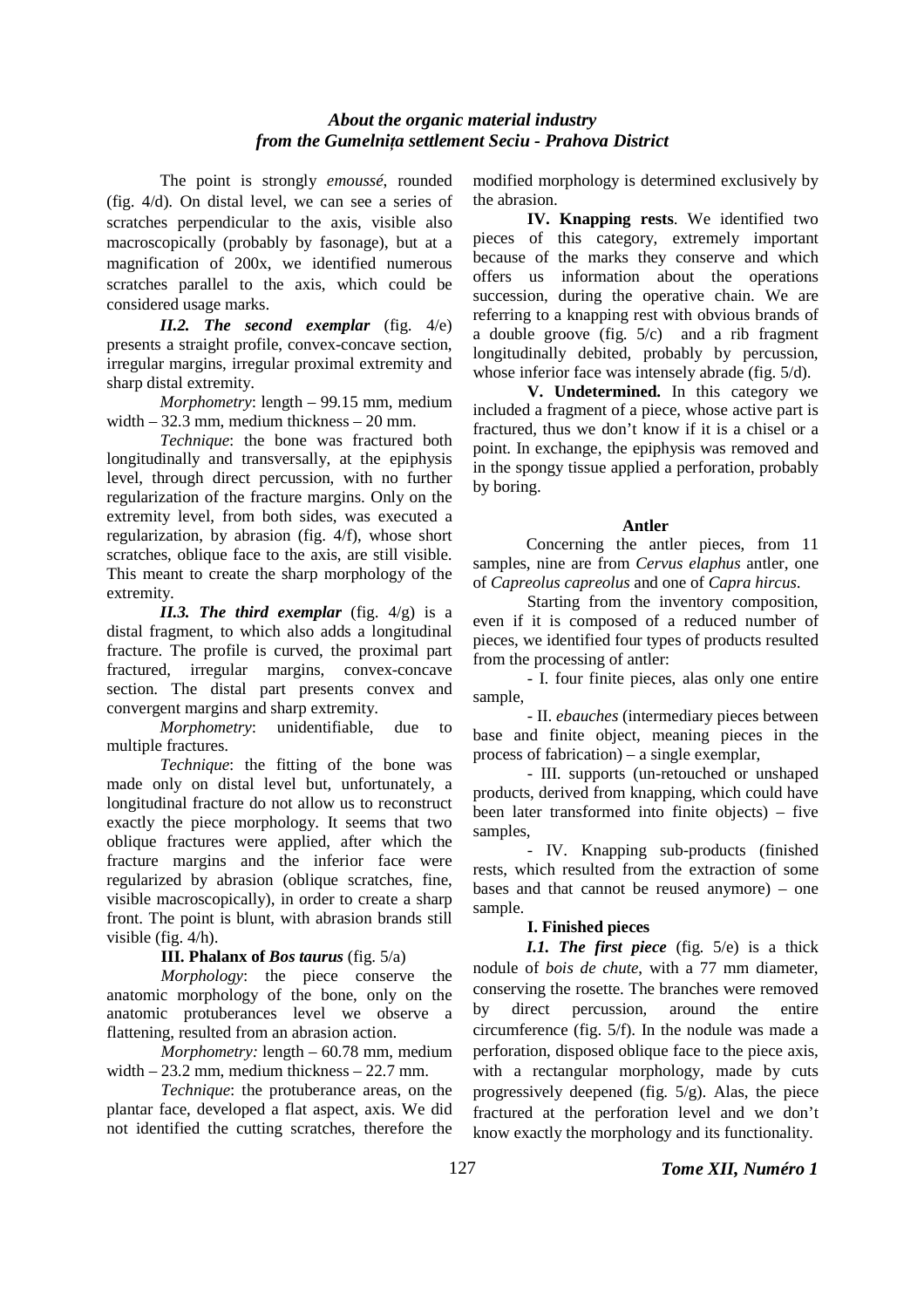The point is strongly *emoussé*, rounded (fig. 4/d). On distal level, we can see a series of scratches perpendicular to the axis, visible also macroscopically (probably by fasonage), but at a magnification of 200x, we identified numerous scratches parallel to the axis, which could be considered usage marks.

***II.2. The second exemplar*** (fig. 4/e) presents a straight profile, convex-concave section, irregular margins, irregular proximal extremity and sharp distal extremity.

*Morphometry*: length – 99.15 mm, medium width – 32.3 mm, medium thickness – 20 mm.

*Technique*: the bone was fractured both longitudinally and transversally, at the epiphysis level, through direct percussion, with no further regularization of the fracture margins. Only on the extremity level, from both sides, was executed a regularization, by abrasion (fig. 4/f), whose short scratches, oblique face to the axis, are still visible. This meant to create the sharp morphology of the extremity.

***II.3. The third exemplar*** (fig. 4/g) is a distal fragment, to which also adds a longitudinal fracture. The profile is curved, the proximal part fractured, irregular margins, convex-concave section. The distal part presents convex and convergent margins and sharp extremity.

*Morphometry*: unidentifiable, due to multiple fractures.

*Technique*: the fitting of the bone was made only on distal level but, unfortunately, a longitudinal fracture do not allow us to reconstruct exactly the piece morphology. It seems that two oblique fractures were applied, after which the fracture margins and the inferior face were regularized by abrasion (oblique scratches, fine, visible macroscopically), in order to create a sharp front. The point is blunt, with abrasion brands still visible (fig. 4/h).

**III. Phalanx of *Bos taurus*** (fig. 5/a)

*Morphology*: the piece conserve the anatomic morphology of the bone, only on the anatomic protuberances level we observe a flattening, resulted from an abrasion action.

*Morphometry:* length – 60.78 mm, medium width – 23.2 mm, medium thickness – 22.7 mm.

*Technique*: the protuberance areas, on the plantar face, developed a flat aspect, axis. We did not identified the cutting scratches, therefore the modified morphology is determined exclusively by the abrasion.

**IV. Knapping rests**. We identified two pieces of this category, extremely important because of the marks they conserve and which offers us information about the operations succession, during the operative chain. We are referring to a knapping rest with obvious brands of a double groove (fig. 5/c) and a rib fragment longitudinally debited, probably by percussion, whose inferior face was intensely abrade (fig. 5/d).

**V. Undetermined.** In this category we included a fragment of a piece, whose active part is fractured, thus we don't know if it is a chisel or a point. In exchange, the epiphysis was removed and in the spongy tissue applied a perforation, probably by boring.

**Antler**

Concerning the antler pieces, from 11 samples, nine are from *Cervus elaphus* antler, one of *Capreolus capreolus* and one of *Capra hircus*.

Starting from the inventory composition, even if it is composed of a reduced number of pieces, we identified four types of products resulted from the processing of antler:

- I. four finite pieces, alas only one entire sample,
- II. *ebauches* (intermediary pieces between base and finite object, meaning pieces in the process of fabrication) – a single exemplar,
- III. supports (un-retouched or unshaped products, derived from knapping, which could have been later transformed into finite objects) – five samples,
- IV. Knapping sub-products (finished rests, which resulted from the extraction of some bases and that cannot be reused anymore) – one sample.

**I. Finished pieces**

***I.1. The first piece*** (fig. 5/e) is a thick nodule of *bois de chute*, with a 77 mm diameter, conserving the rosette. The branches were removed by direct percussion, around the entire circumference (fig. 5/f). In the nodule was made a perforation, disposed oblique face to the piece axis, with a rectangular morphology, made by cuts progressively deepened (fig. 5/g). Alas, the piece fractured at the perforation level and we don't know exactly the morphology and its functionality.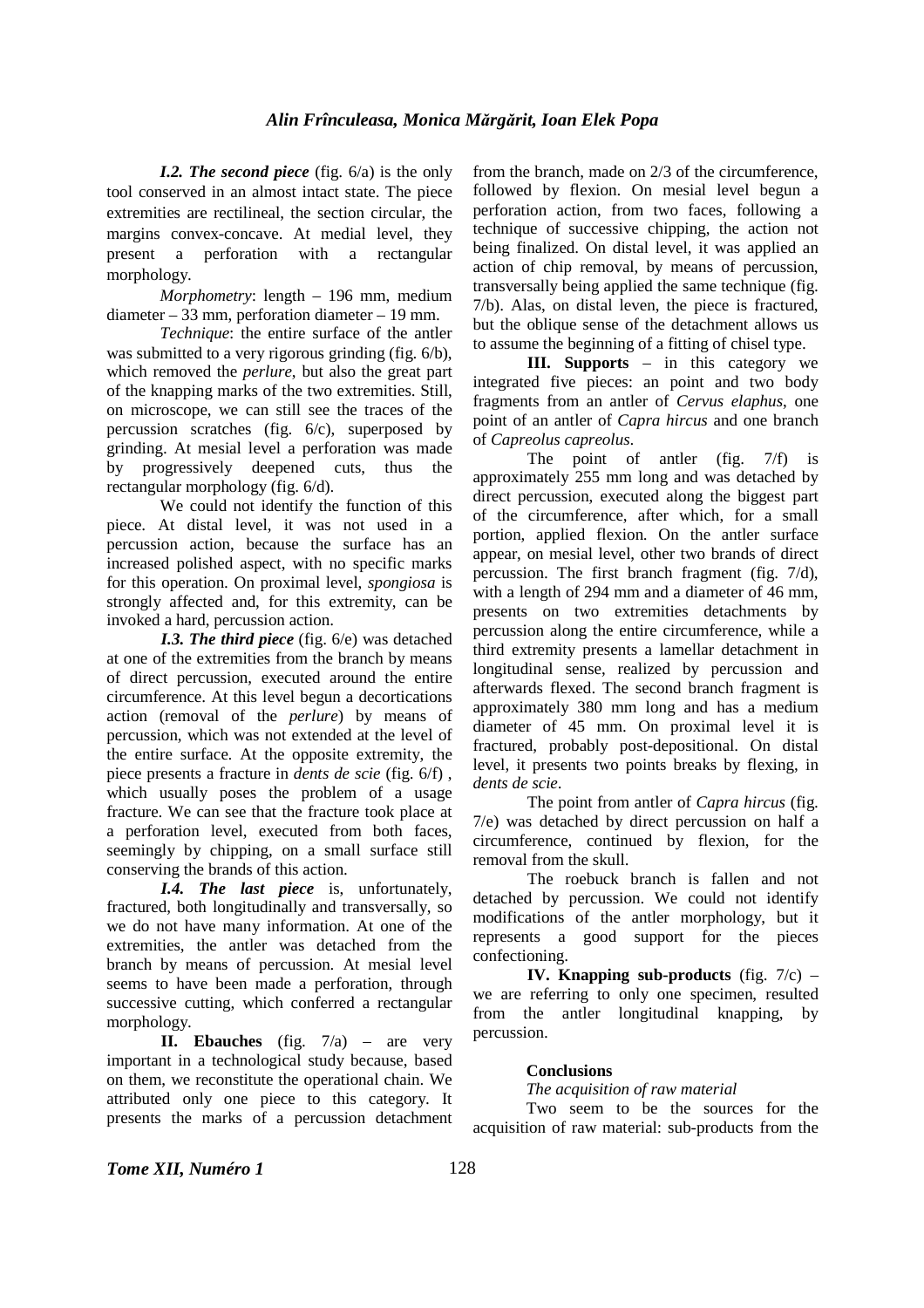***I.2. The second piece*** (fig. 6/a) is the only tool conserved in an almost intact state. The piece extremities are rectilineal, the section circular, the margins convex-concave. At medial level, they present a perforation with a rectangular morphology.

*Morphometry*: length – 196 mm, medium diameter – 33 mm, perforation diameter – 19 mm.

*Technique*: the entire surface of the antler was submitted to a very rigorous grinding (fig. 6/b), which removed the *perlure*, but also the great part of the knapping marks of the two extremities. Still, on microscope, we can still see the traces of the percussion scratches (fig. 6/c), superposed by grinding. At mesial level a perforation was made by progressively deepened cuts, thus the rectangular morphology (fig. 6/d).

We could not identify the function of this piece. At distal level, it was not used in a percussion action, because the surface has an increased polished aspect, with no specific marks for this operation. On proximal level, *spongiosa* is strongly affected and, for this extremity, can be invoked a hard, percussion action.

***I.3. The third piece*** (fig. 6/e) was detached at one of the extremities from the branch by means of direct percussion, executed around the entire circumference. At this level begun a decortications action (removal of the *perlure*) by means of percussion, which was not extended at the level of the entire surface. At the opposite extremity, the piece presents a fracture in *dents de scie* (fig. 6/f) , which usually poses the problem of a usage fracture. We can see that the fracture took place at a perforation level, executed from both faces, seemingly by chipping, on a small surface still conserving the brands of this action.

***I.4. The last piece*** is, unfortunately, fractured, both longitudinally and transversally, so we do not have many information. At one of the extremities, the antler was detached from the branch by means of percussion. At mesial level seems to have been made a perforation, through successive cutting, which conferred a rectangular morphology.

**II. Ebauches** (fig. 7/a) – are very important in a technological study because, based on them, we reconstitute the operational chain. We attributed only one piece to this category. It presents the marks of a percussion detachment from the branch, made on 2/3 of the circumference, followed by flexion. On mesial level begun a perforation action, from two faces, following a technique of successive chipping, the action not being finalized. On distal level, it was applied an action of chip removal, by means of percussion, transversally being applied the same technique (fig. 7/b). Alas, on distal leven, the piece is fractured, but the oblique sense of the detachment allows us to assume the beginning of a fitting of chisel type.

**III. Supports** – in this category we integrated five pieces: an point and two body fragments from an antler of *Cervus elaphus*, one point of an antler of *Capra hircus* and one branch of *Capreolus capreolus*.

The point of antler (fig. 7/f) is approximately 255 mm long and was detached by direct percussion, executed along the biggest part of the circumference, after which, for a small portion, applied flexion. On the antler surface appear, on mesial level, other two brands of direct percussion. The first branch fragment (fig. 7/d), with a length of 294 mm and a diameter of 46 mm, presents on two extremities detachments by percussion along the entire circumference, while a third extremity presents a lamellar detachment in longitudinal sense, realized by percussion and afterwards flexed. The second branch fragment is approximately 380 mm long and has a medium diameter of 45 mm. On proximal level it is fractured, probably post-depositional. On distal level, it presents two points breaks by flexing, in *dents de scie*.

The point from antler of *Capra hircus* (fig. 7/e) was detached by direct percussion on half a circumference, continued by flexion, for the removal from the skull.

The roebuck branch is fallen and not detached by percussion. We could not identify modifications of the antler morphology, but it represents a good support for the pieces confectioning.

**IV. Knapping sub-products** (fig. 7/c) – we are referring to only one specimen, resulted from the antler longitudinal knapping, by percussion.

**Conclusions**

*The acquisition of raw material*

Two seem to be the sources for the acquisition of raw material: sub-products from the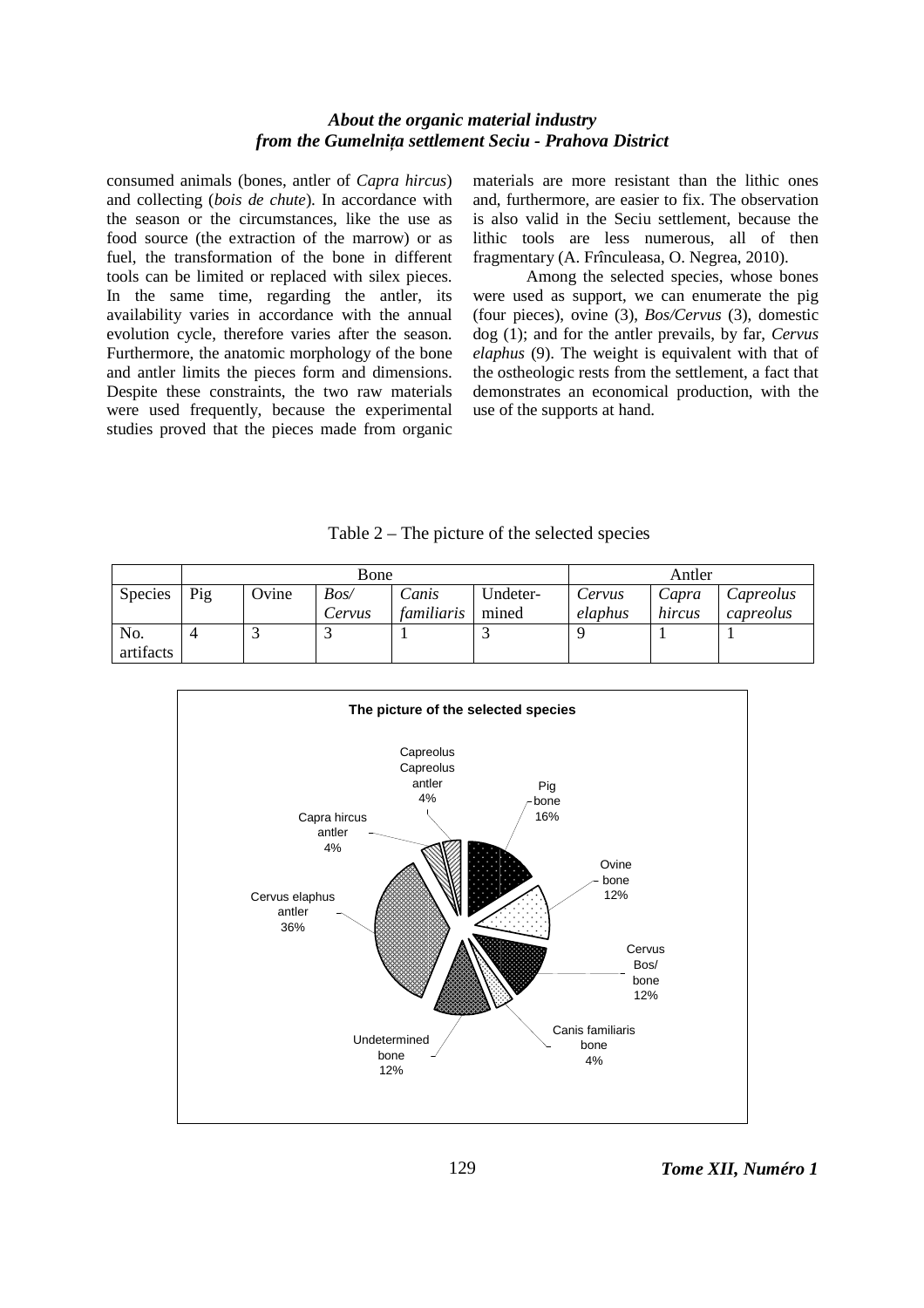consumed animals (bones, antler of *Capra hircus*) and collecting (*bois de chute*). In accordance with the season or the circumstances, like the use as food source (the extraction of the marrow) or as fuel, the transformation of the bone in different tools can be limited or replaced with silex pieces. In the same time, regarding the antler, its availability varies in accordance with the annual evolution cycle, therefore varies after the season. Furthermore, the anatomic morphology of the bone and antler limits the pieces form and dimensions. Despite these constraints, the two raw materials were used frequently, because the experimental studies proved that the pieces made from organic materials are more resistant than the lithic ones and, furthermore, are easier to fix. The observation is also valid in the Seciu settlement, because the lithic tools are less numerous, all of then fragmentary (A. Frînculeasa, O. Negrea, 2010).

Among the selected species, whose bones were used as support, we can enumerate the pig (four pieces), ovine (3), *Bos/Cervus* (3), domestic dog (1); and for the antler prevails, by far, *Cervus elaphus* (9). The weight is equivalent with that of the ostheologic rests from the settlement, a fact that demonstrates an economical production, with the use of the supports at hand.

Table 2 – The picture of the selected species

| | Bone | | | | | Antler | | |
|---|---|---|---|---|---|---|---|---|
| Species | Pig | Ovine | *Bos/ Cervus* | *Canis familiaris* | Undeter-mined | *Cervus elaphus* | *Capra hircus* | *Capreolus capreolus* |
| No. artifacts | 4 | 3 | 3 | 1 | 3 | 9 | 1 | 1 |

**The picture of the selected species**

| Category | Percentage |
|---|---|
| Pig bone | 16% |
| Ovine bone | 12% |
| Cervus Bos/ bone | 12% |
| Canis familiaris bone | 4% |
| Undetermined bone | 12% |
| Cervus elaphus antler | 36% |
| Capra hircus antler | 4% |
| Capreolus Capreolus antler | 4% |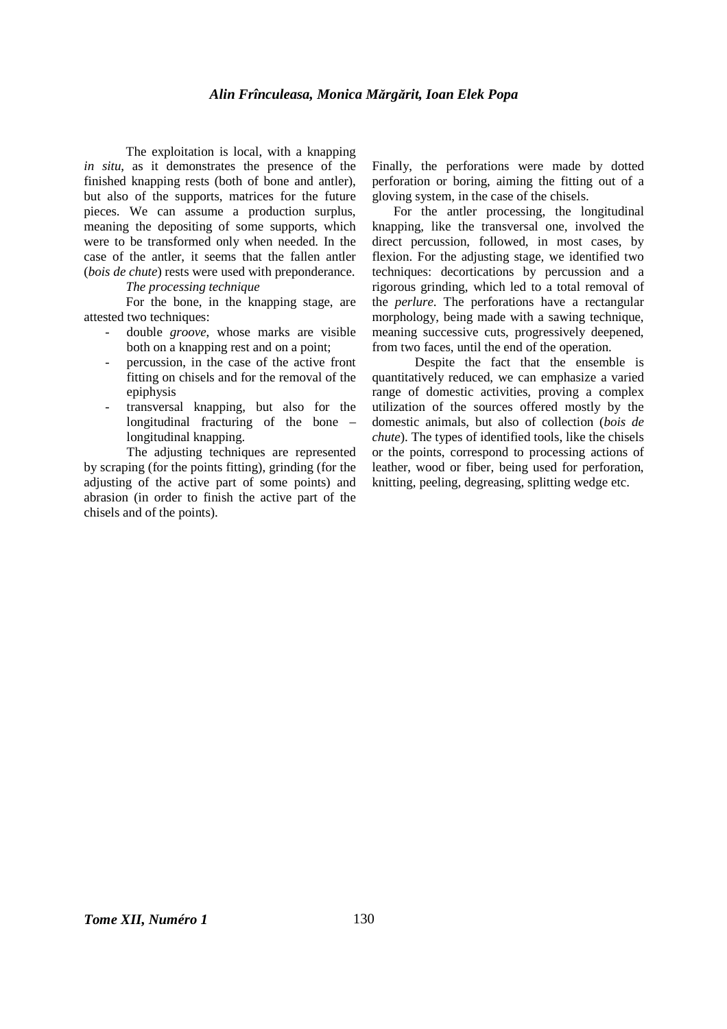The exploitation is local, with a knapping *in situ*, as it demonstrates the presence of the finished knapping rests (both of bone and antler), but also of the supports, matrices for the future pieces. We can assume a production surplus, meaning the depositing of some supports, which were to be transformed only when needed. In the case of the antler, it seems that the fallen antler (*bois de chute*) rests were used with preponderance.

*The processing technique*

For the bone, in the knapping stage, are attested two techniques:

- double *groove*, whose marks are visible both on a knapping rest and on a point;
- percussion, in the case of the active front fitting on chisels and for the removal of the epiphysis
- transversal knapping, but also for the longitudinal fracturing of the bone – longitudinal knapping.

The adjusting techniques are represented by scraping (for the points fitting), grinding (for the adjusting of the active part of some points) and abrasion (in order to finish the active part of the chisels and of the points).

Finally, the perforations were made by dotted perforation or boring, aiming the fitting out of a gloving system, in the case of the chisels.

For the antler processing, the longitudinal knapping, like the transversal one, involved the direct percussion, followed, in most cases, by flexion. For the adjusting stage, we identified two techniques: decortications by percussion and a rigorous grinding, which led to a total removal of the *perlure*. The perforations have a rectangular morphology, being made with a sawing technique, meaning successive cuts, progressively deepened, from two faces, until the end of the operation.

Despite the fact that the ensemble is quantitatively reduced, we can emphasize a varied range of domestic activities, proving a complex utilization of the sources offered mostly by the domestic animals, but also of collection (*bois de chute*). The types of identified tools, like the chisels or the points, correspond to processing actions of leather, wood or fiber, being used for perforation, knitting, peeling, degreasing, splitting wedge etc.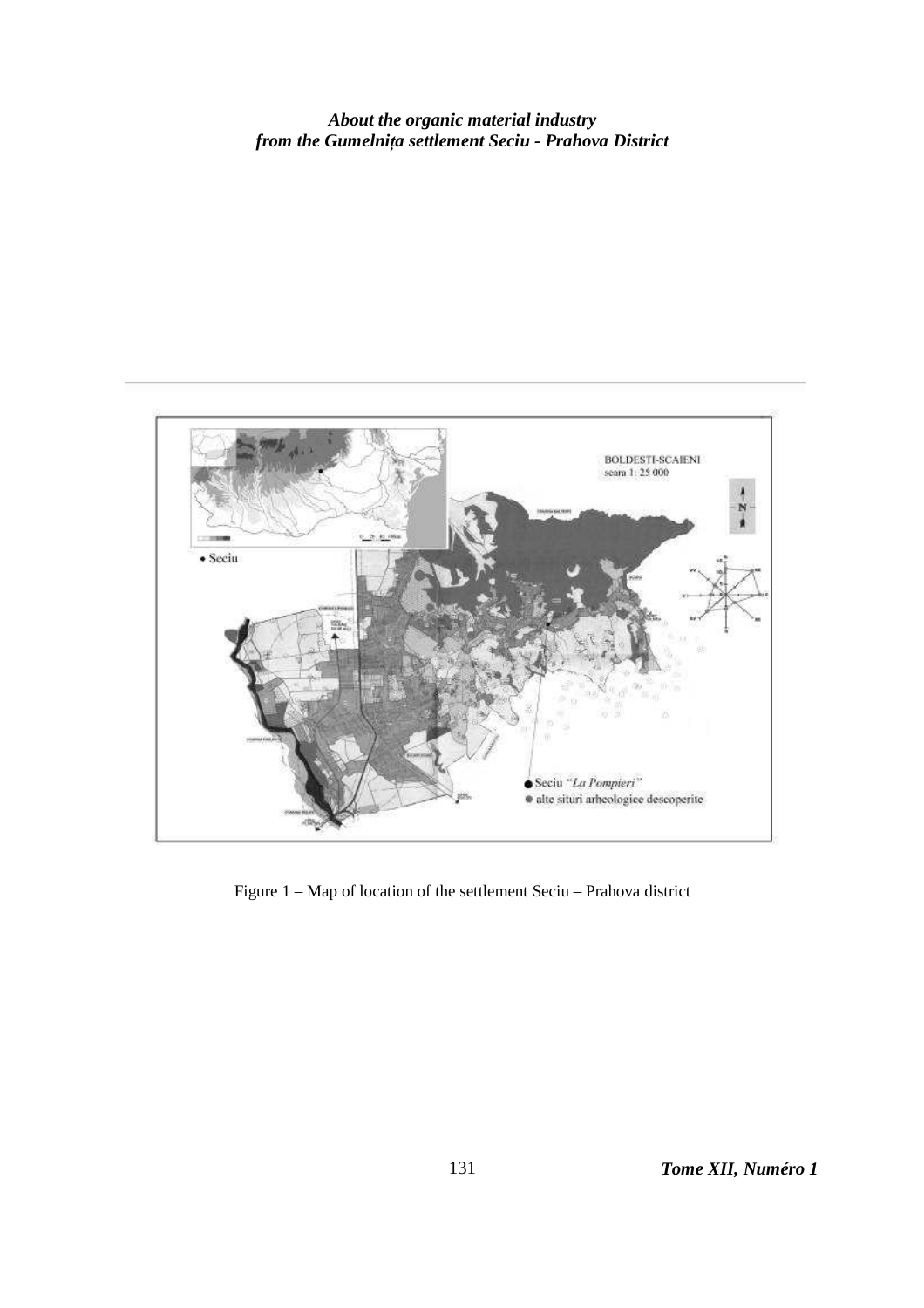Figure 1 – Map of location of the settlement Seciu – Prahova district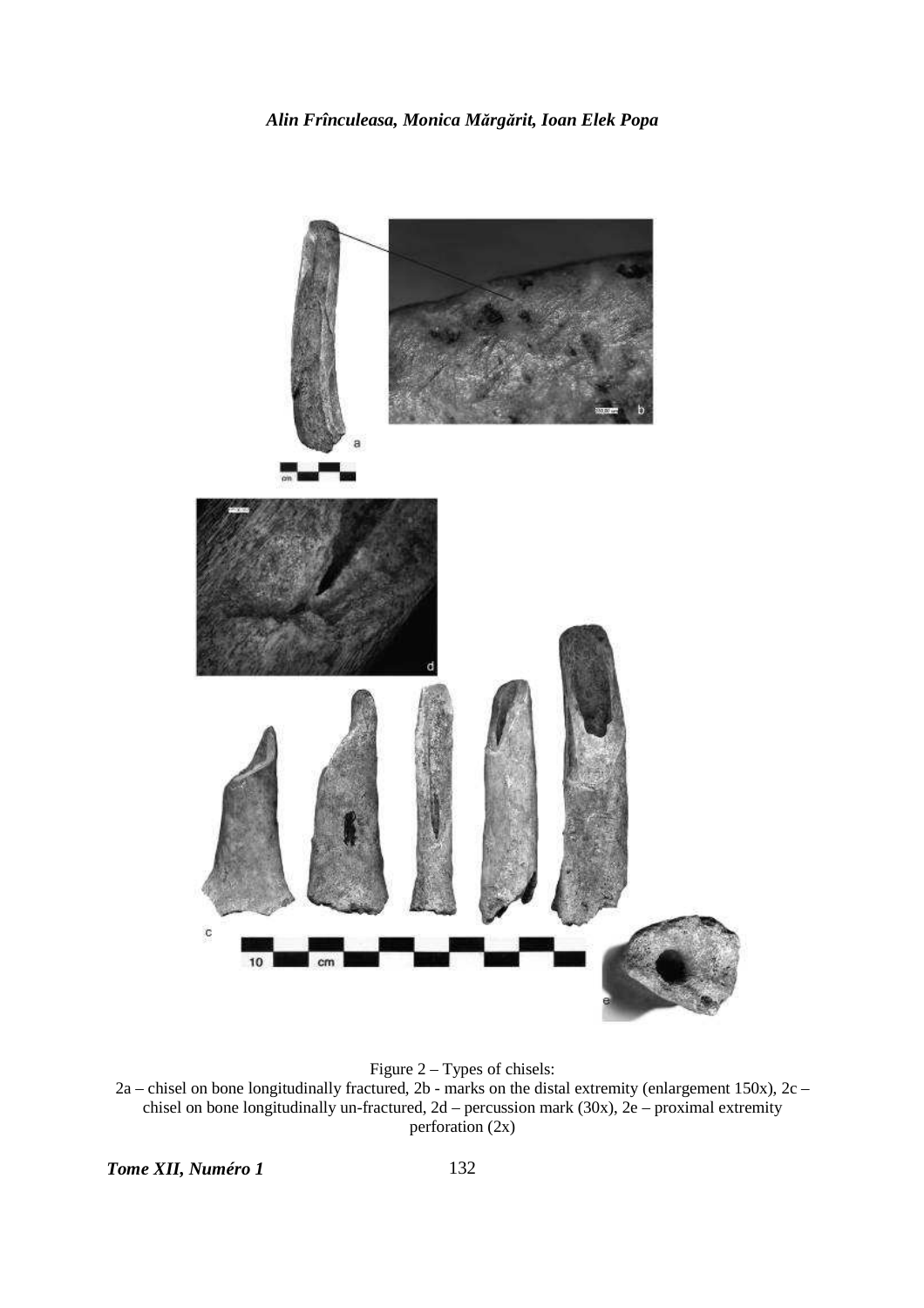Figure 2 – Types of chisels:
2a – chisel on bone longitudinally fractured, 2b - marks on the distal extremity (enlargement 150x), 2c – chisel on bone longitudinally un-fractured, 2d – percussion mark (30x), 2e – proximal extremity perforation (2x)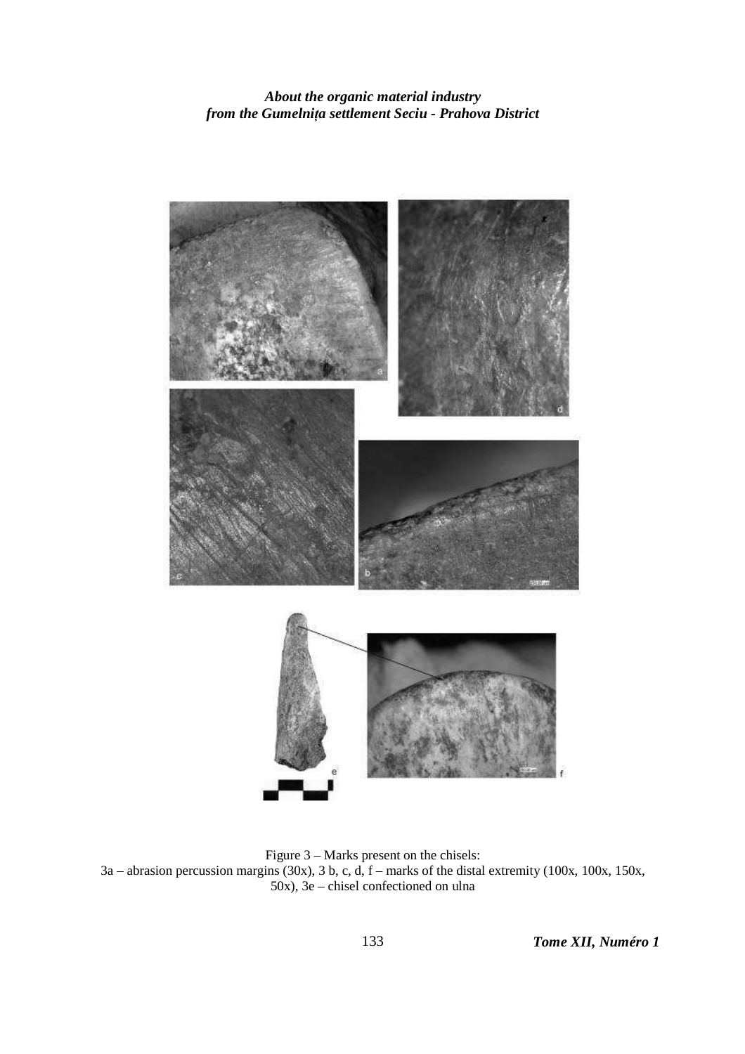Figure 3 – Marks present on the chisels:
3a – abrasion percussion margins (30x), 3 b, c, d, f – marks of the distal extremity (100x, 100x, 150x, 50x), 3e – chisel confectioned on ulna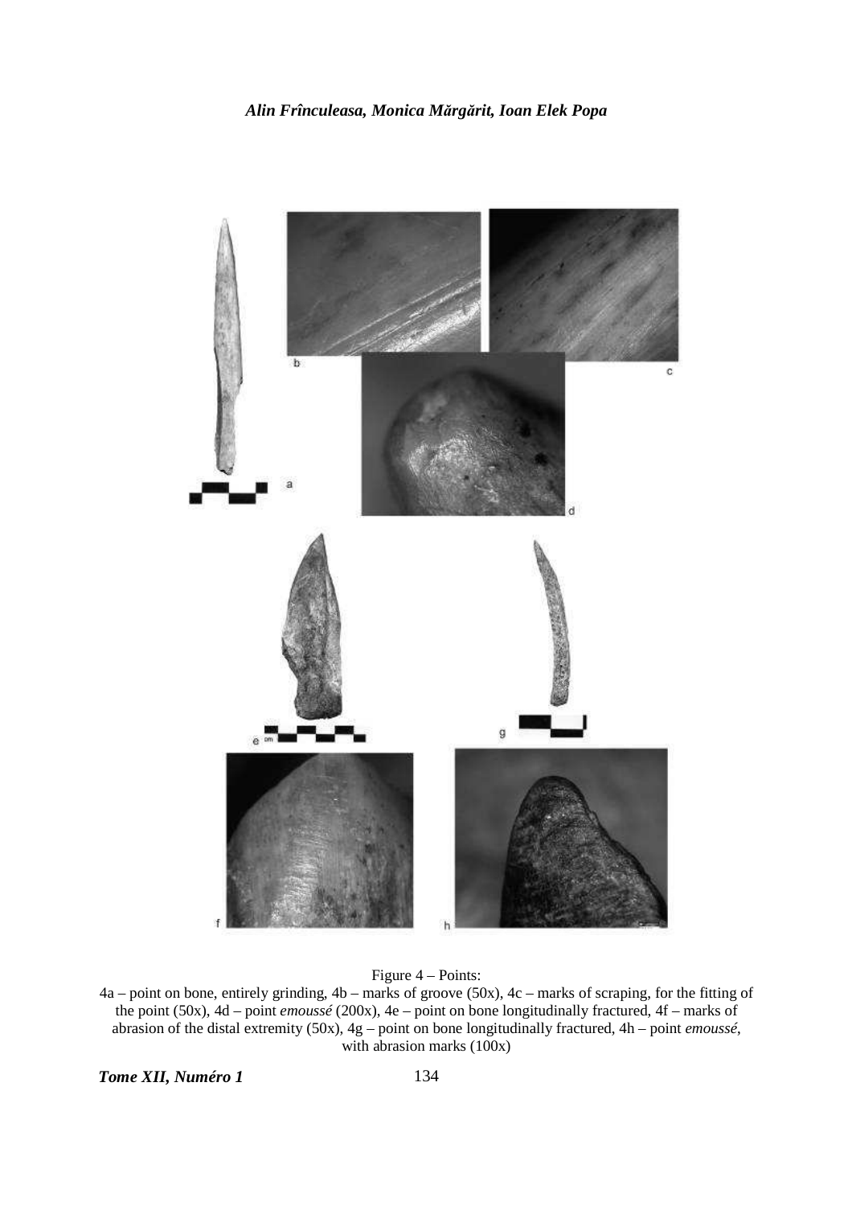Figure 4 – Points:

4a – point on bone, entirely grinding, 4b – marks of groove (50x), 4c – marks of scraping, for the fitting of the point (50x), 4d – point *emoussé* (200x), 4e – point on bone longitudinally fractured, 4f – marks of abrasion of the distal extremity (50x), 4g – point on bone longitudinally fractured, 4h – point *emoussé*, with abrasion marks (100x)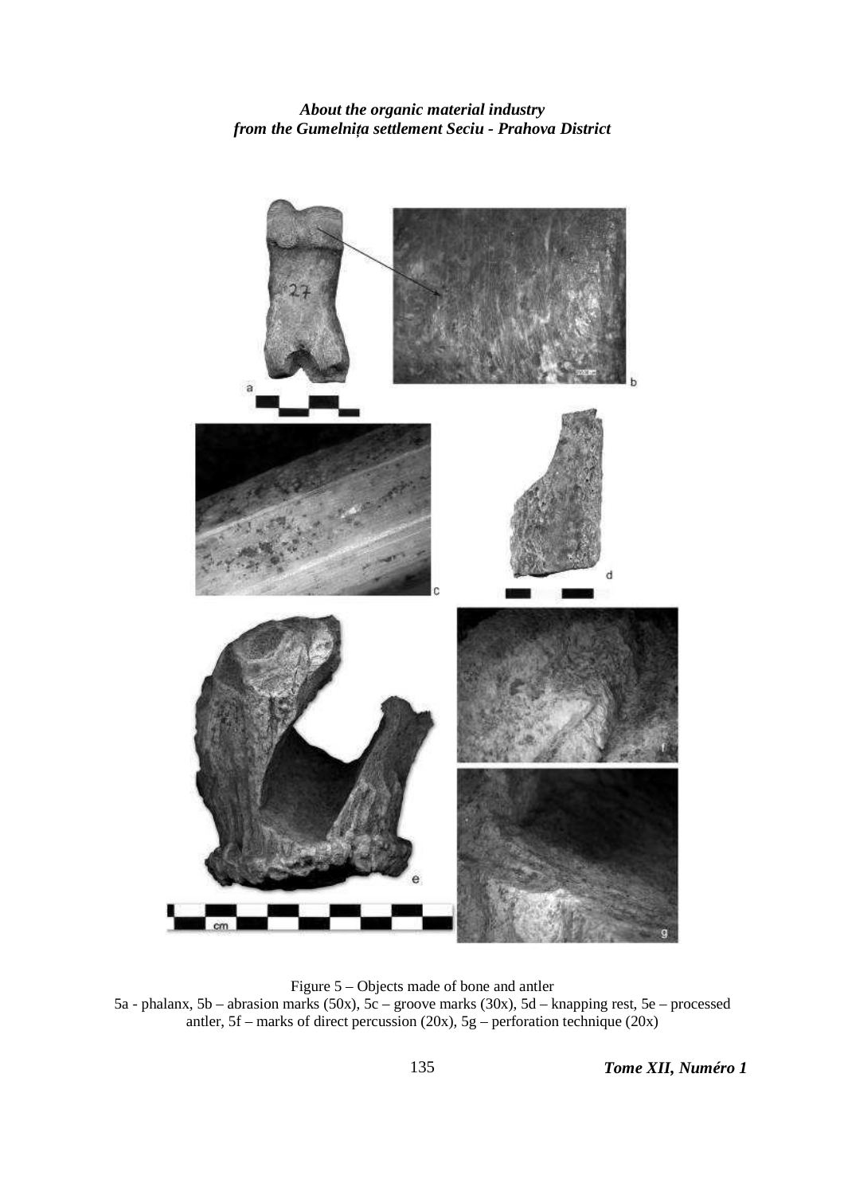Figure 5 – Objects made of bone and antler
5a - phalanx, 5b – abrasion marks (50x), 5c – groove marks (30x), 5d – knapping rest, 5e – processed antler, 5f – marks of direct percussion (20x), 5g – perforation technique (20x)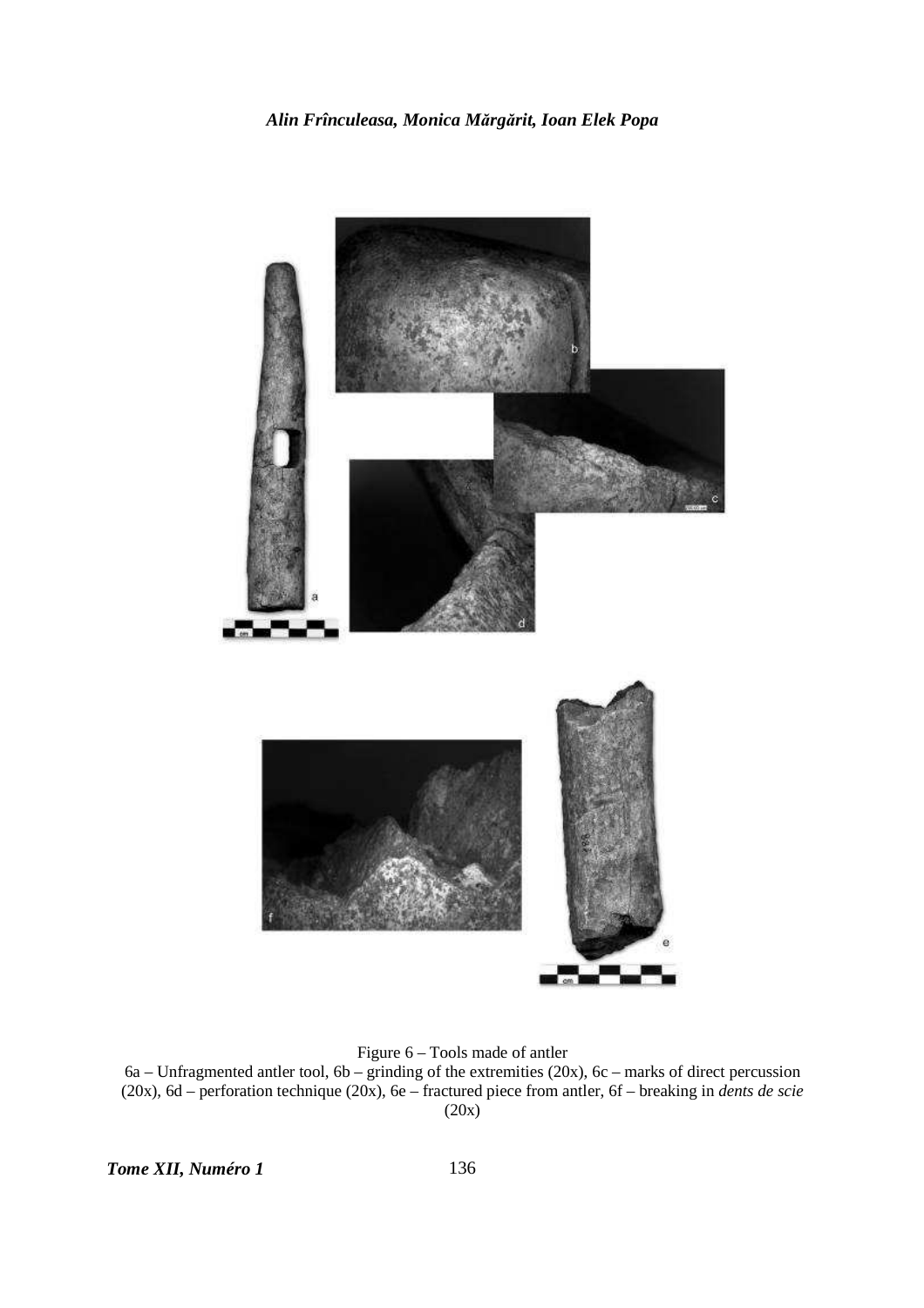Figure 6 – Tools made of antler

6a – Unfragmented antler tool, 6b – grinding of the extremities (20x), 6c – marks of direct percussion (20x), 6d – perforation technique (20x), 6e – fractured piece from antler, 6f – breaking in *dents de scie* (20x)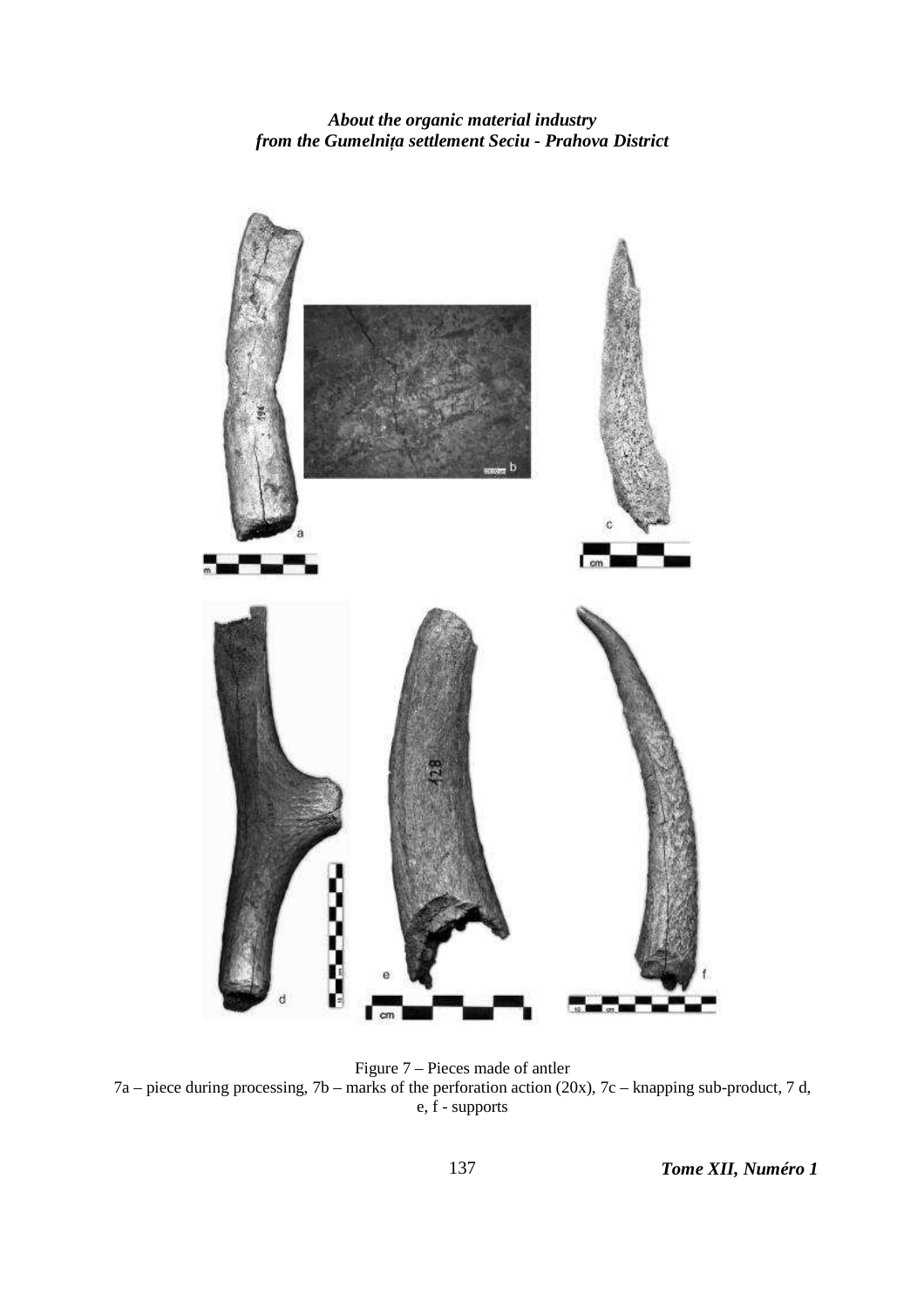Figure 7 – Pieces made of antler
7a – piece during processing, 7b – marks of the perforation action (20x), 7c – knapping sub-product, 7 d, e, f - supports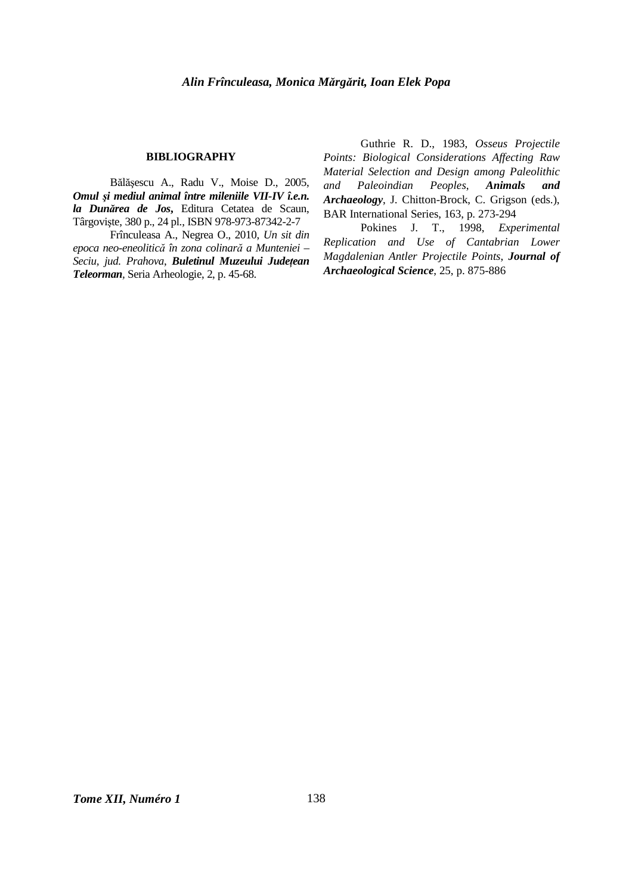#### BIBLIOGRAPHY

Bălăşescu A., Radu V., Moise D., 2005, ***Omul şi mediul animal între mileniile VII-IV î.e.n. la Dunărea de Jos***, Editura Cetatea de Scaun, Târgovişte, 380 p., 24 pl., ISBN 978-973-87342-2-7

Frînculeasa A., Negrea O., 2010, *Un sit din epoca neo-eneolitică în zona colinară a Munteniei – Seciu, jud. Prahova*, ***Buletinul Muzeului Județean Teleorman***, Seria Arheologie, 2, p. 45-68.

Guthrie R. D., 1983, *Osseus Projectile Points: Biological Considerations Affecting Raw Material Selection and Design among Paleolithic and Paleoindian Peoples*, ***Animals and Archaeology***, J. Chitton-Brock, C. Grigson (eds.), BAR International Series, 163, p. 273-294

Pokines J. T., 1998, *Experimental Replication and Use of Cantabrian Lower Magdalenian Antler Projectile Points*, ***Journal of Archaeological Science***, 25, p. 875-886